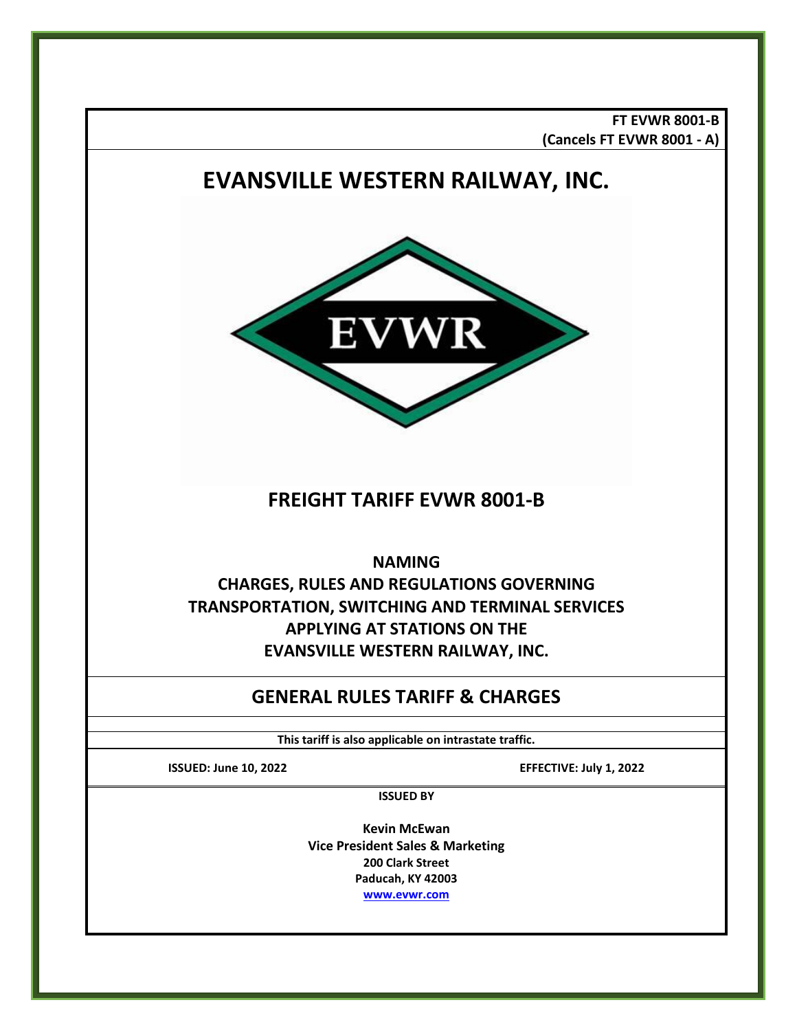**FT EVWR 8001-B**
**(Cancels FT EVWR 8001 - A)**

# EVANSVILLE WESTERN RAILWAY, INC.

EVWR

## FREIGHT TARIFF EVWR 8001-B

**NAMING**
**CHARGES, RULES AND REGULATIONS GOVERNING TRANSPORTATION, SWITCHING AND TERMINAL SERVICES APPLYING AT STATIONS ON THE EVANSVILLE WESTERN RAILWAY, INC.**

## GENERAL RULES TARIFF & CHARGES

**This tariff is also applicable on intrastate traffic.**

**ISSUED: June 10, 2022** | **EFFECTIVE: July 1, 2022**

**ISSUED BY**

**Kevin McEwan**
**Vice President Sales & Marketing**
**200 Clark Street**
**Paducah, KY 42003**
**www.evwr.com**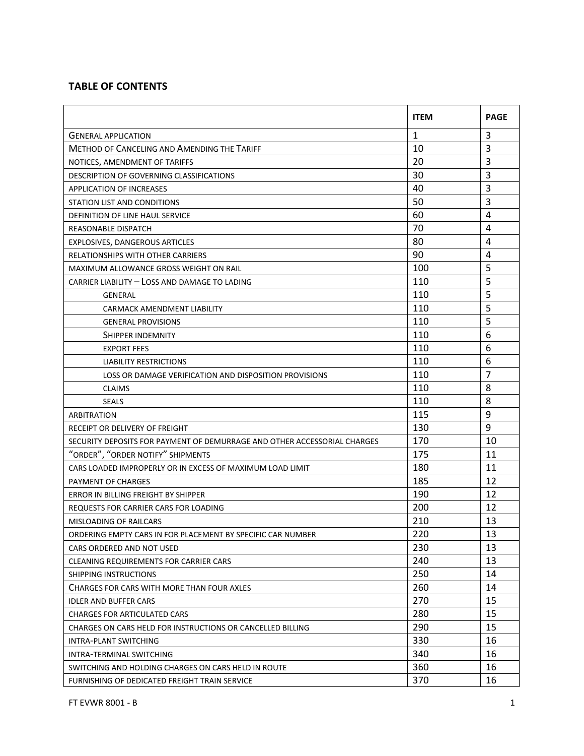## TABLE OF CONTENTS

| | ITEM | PAGE |
|---|---|---|
| GENERAL APPLICATION | 1 | 3 |
| METHOD OF CANCELING AND AMENDING THE TARIFF | 10 | 3 |
| NOTICES, AMENDMENT OF TARIFFS | 20 | 3 |
| DESCRIPTION OF GOVERNING CLASSIFICATIONS | 30 | 3 |
| APPLICATION OF INCREASES | 40 | 3 |
| STATION LIST AND CONDITIONS | 50 | 3 |
| DEFINITION OF LINE HAUL SERVICE | 60 | 4 |
| REASONABLE DISPATCH | 70 | 4 |
| EXPLOSIVES, DANGEROUS ARTICLES | 80 | 4 |
| RELATIONSHIPS WITH OTHER CARRIERS | 90 | 4 |
| MAXIMUM ALLOWANCE GROSS WEIGHT ON RAIL | 100 | 5 |
| CARRIER LIABILITY – LOSS AND DAMAGE TO LADING | 110 | 5 |
| GENERAL | 110 | 5 |
| CARMACK AMENDMENT LIABILITY | 110 | 5 |
| GENERAL PROVISIONS | 110 | 5 |
| SHIPPER INDEMNITY | 110 | 6 |
| EXPORT FEES | 110 | 6 |
| LIABILITY RESTRICTIONS | 110 | 6 |
| LOSS OR DAMAGE VERIFICATION AND DISPOSITION PROVISIONS | 110 | 7 |
| CLAIMS | 110 | 8 |
| SEALS | 110 | 8 |
| ARBITRATION | 115 | 9 |
| RECEIPT OR DELIVERY OF FREIGHT | 130 | 9 |
| SECURITY DEPOSITS FOR PAYMENT OF DEMURRAGE AND OTHER ACCESSORIAL CHARGES | 170 | 10 |
| "ORDER", "ORDER NOTIFY" SHIPMENTS | 175 | 11 |
| CARS LOADED IMPROPERLY OR IN EXCESS OF MAXIMUM LOAD LIMIT | 180 | 11 |
| PAYMENT OF CHARGES | 185 | 12 |
| ERROR IN BILLING FREIGHT BY SHIPPER | 190 | 12 |
| REQUESTS FOR CARRIER CARS FOR LOADING | 200 | 12 |
| MISLOADING OF RAILCARS | 210 | 13 |
| ORDERING EMPTY CARS IN FOR PLACEMENT BY SPECIFIC CAR NUMBER | 220 | 13 |
| CARS ORDERED AND NOT USED | 230 | 13 |
| CLEANING REQUIREMENTS FOR CARRIER CARS | 240 | 13 |
| SHIPPING INSTRUCTIONS | 250 | 14 |
| CHARGES FOR CARS WITH MORE THAN FOUR AXLES | 260 | 14 |
| IDLER AND BUFFER CARS | 270 | 15 |
| CHARGES FOR ARTICULATED CARS | 280 | 15 |
| CHARGES ON CARS HELD FOR INSTRUCTIONS OR CANCELLED BILLING | 290 | 15 |
| INTRA-PLANT SWITCHING | 330 | 16 |
| INTRA-TERMINAL SWITCHING | 340 | 16 |
| SWITCHING AND HOLDING CHARGES ON CARS HELD IN ROUTE | 360 | 16 |
| FURNISHING OF DEDICATED FREIGHT TRAIN SERVICE | 370 | 16 |

FT EVWR 8001 - B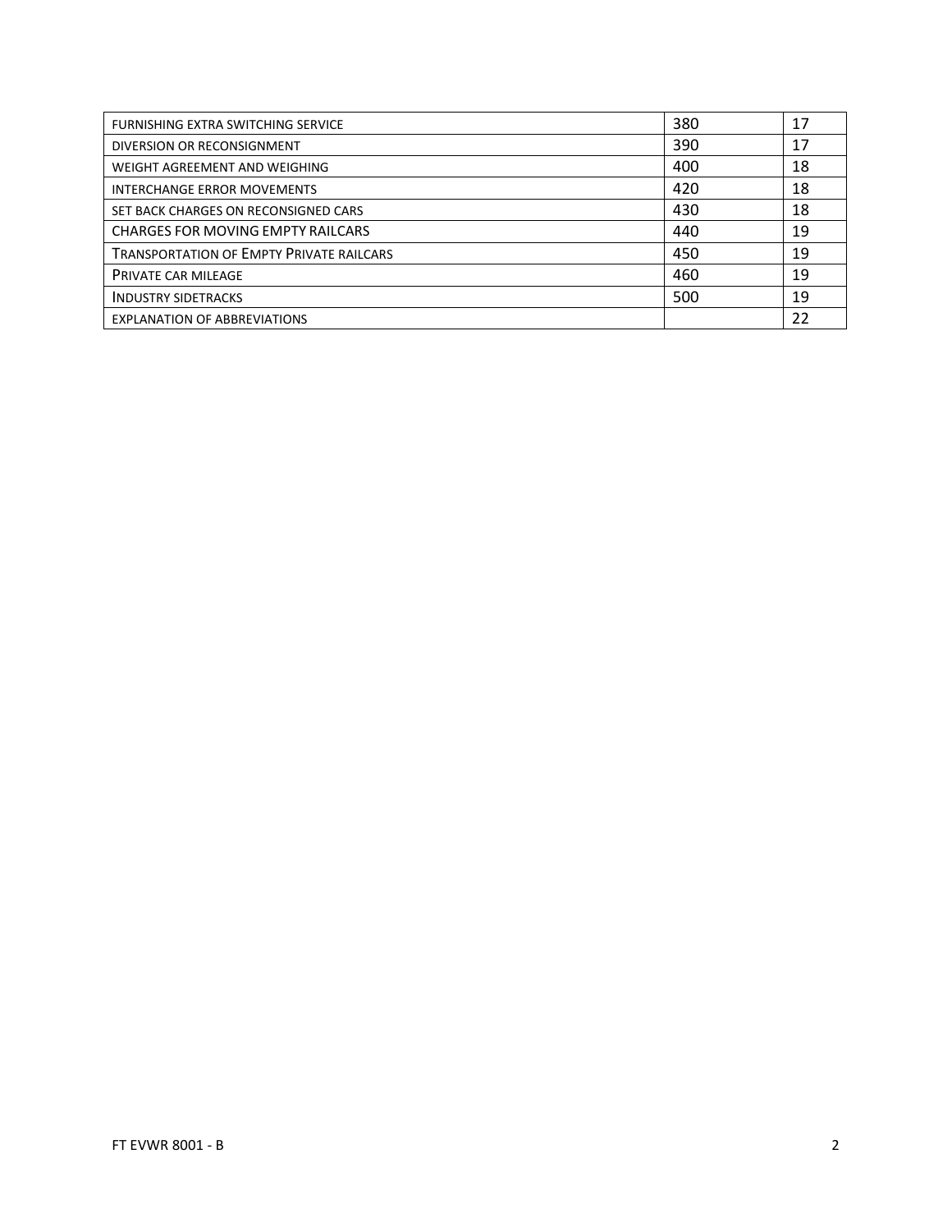| | | |
|---|---|---|
| FURNISHING EXTRA SWITCHING SERVICE | 380 | 17 |
| DIVERSION OR RECONSIGNMENT | 390 | 17 |
| WEIGHT AGREEMENT AND WEIGHING | 400 | 18 |
| INTERCHANGE ERROR MOVEMENTS | 420 | 18 |
| SET BACK CHARGES ON RECONSIGNED CARS | 430 | 18 |
| CHARGES FOR MOVING EMPTY RAILCARS | 440 | 19 |
| TRANSPORTATION OF EMPTY PRIVATE RAILCARS | 450 | 19 |
| PRIVATE CAR MILEAGE | 460 | 19 |
| INDUSTRY SIDETRACKS | 500 | 19 |
| EXPLANATION OF ABBREVIATIONS | | 22 |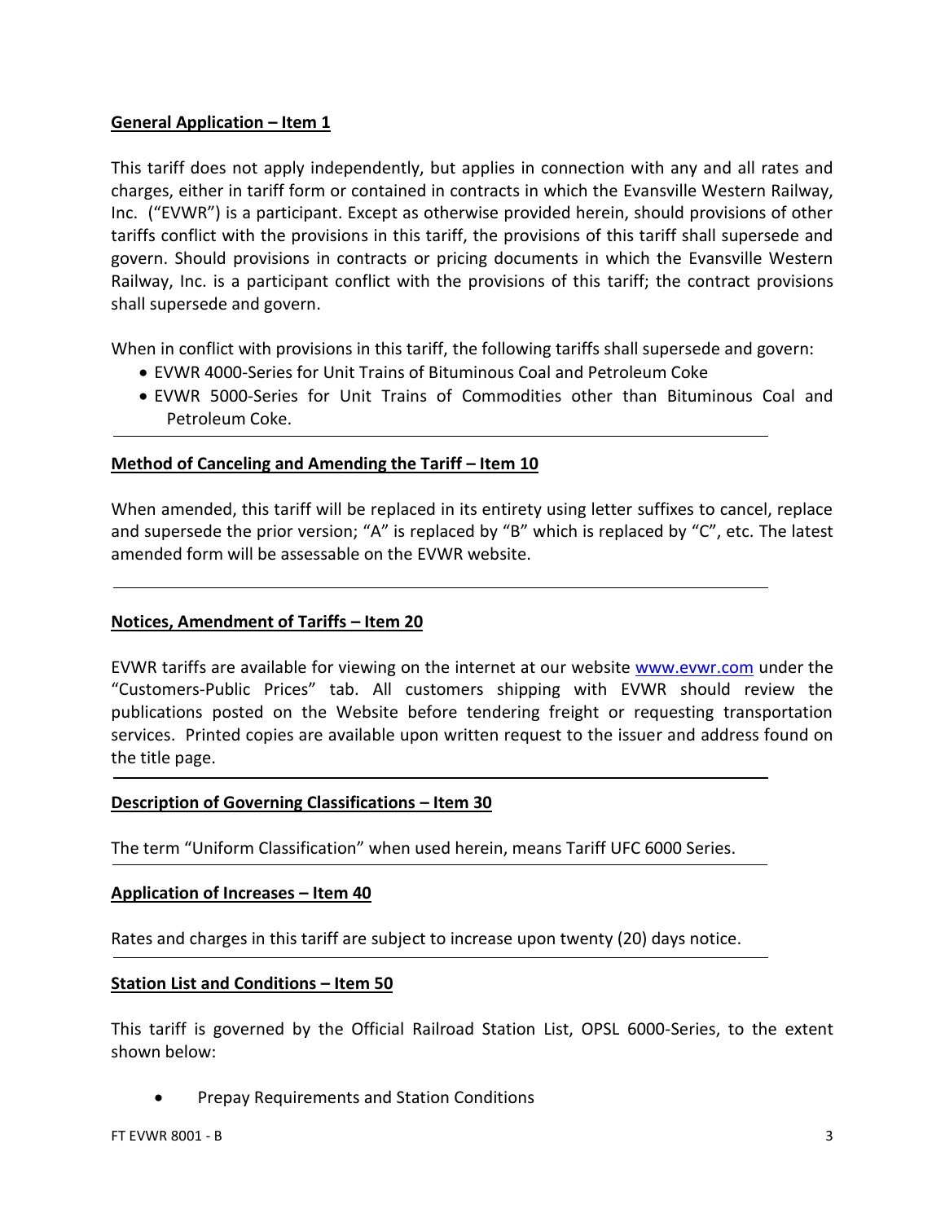**General Application – Item 1**

This tariff does not apply independently, but applies in connection with any and all rates and charges, either in tariff form or contained in contracts in which the Evansville Western Railway, Inc. ("EVWR") is a participant. Except as otherwise provided herein, should provisions of other tariffs conflict with the provisions in this tariff, the provisions of this tariff shall supersede and govern. Should provisions in contracts or pricing documents in which the Evansville Western Railway, Inc. is a participant conflict with the provisions of this tariff; the contract provisions shall supersede and govern.

When in conflict with provisions in this tariff, the following tariffs shall supersede and govern:

- EVWR 4000-Series for Unit Trains of Bituminous Coal and Petroleum Coke
- EVWR 5000-Series for Unit Trains of Commodities other than Bituminous Coal and Petroleum Coke.

---

**Method of Canceling and Amending the Tariff – Item 10**

When amended, this tariff will be replaced in its entirety using letter suffixes to cancel, replace and supersede the prior version; "A" is replaced by "B" which is replaced by "C", etc. The latest amended form will be assessable on the EVWR website.

---

**Notices, Amendment of Tariffs – Item 20**

EVWR tariffs are available for viewing on the internet at our website [www.evwr.com](http://www.evwr.com) under the "Customers-Public Prices" tab. All customers shipping with EVWR should review the publications posted on the Website before tendering freight or requesting transportation services. Printed copies are available upon written request to the issuer and address found on the title page.

---

**Description of Governing Classifications – Item 30**

The term "Uniform Classification" when used herein, means Tariff UFC 6000 Series.

---

**Application of Increases – Item 40**

Rates and charges in this tariff are subject to increase upon twenty (20) days notice.

---

**Station List and Conditions – Item 50**

This tariff is governed by the Official Railroad Station List, OPSL 6000-Series, to the extent shown below:

- Prepay Requirements and Station Conditions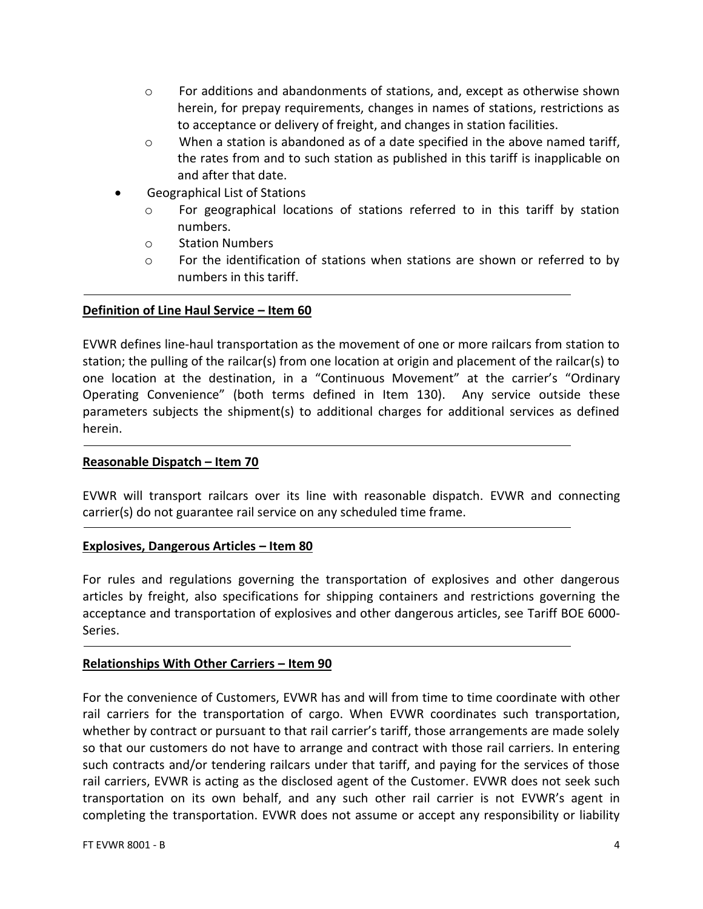- For additions and abandonments of stations, and, except as otherwise shown herein, for prepay requirements, changes in names of stations, restrictions as to acceptance or delivery of freight, and changes in station facilities.
  - When a station is abandoned as of a date specified in the above named tariff, the rates from and to such station as published in this tariff is inapplicable on and after that date.
- Geographical List of Stations
  - For geographical locations of stations referred to in this tariff by station numbers.
  - Station Numbers
  - For the identification of stations when stations are shown or referred to by numbers in this tariff.

---

**Definition of Line Haul Service – Item 60**

EVWR defines line-haul transportation as the movement of one or more railcars from station to station; the pulling of the railcar(s) from one location at origin and placement of the railcar(s) to one location at the destination, in a "Continuous Movement" at the carrier's "Ordinary Operating Convenience" (both terms defined in Item 130). Any service outside these parameters subjects the shipment(s) to additional charges for additional services as defined herein.

---

**Reasonable Dispatch – Item 70**

EVWR will transport railcars over its line with reasonable dispatch. EVWR and connecting carrier(s) do not guarantee rail service on any scheduled time frame.

---

**Explosives, Dangerous Articles – Item 80**

For rules and regulations governing the transportation of explosives and other dangerous articles by freight, also specifications for shipping containers and restrictions governing the acceptance and transportation of explosives and other dangerous articles, see Tariff BOE 6000-Series.

---

**Relationships With Other Carriers – Item 90**

For the convenience of Customers, EVWR has and will from time to time coordinate with other rail carriers for the transportation of cargo. When EVWR coordinates such transportation, whether by contract or pursuant to that rail carrier's tariff, those arrangements are made solely so that our customers do not have to arrange and contract with those rail carriers. In entering such contracts and/or tendering railcars under that tariff, and paying for the services of those rail carriers, EVWR is acting as the disclosed agent of the Customer. EVWR does not seek such transportation on its own behalf, and any such other rail carrier is not EVWR's agent in completing the transportation. EVWR does not assume or accept any responsibility or liability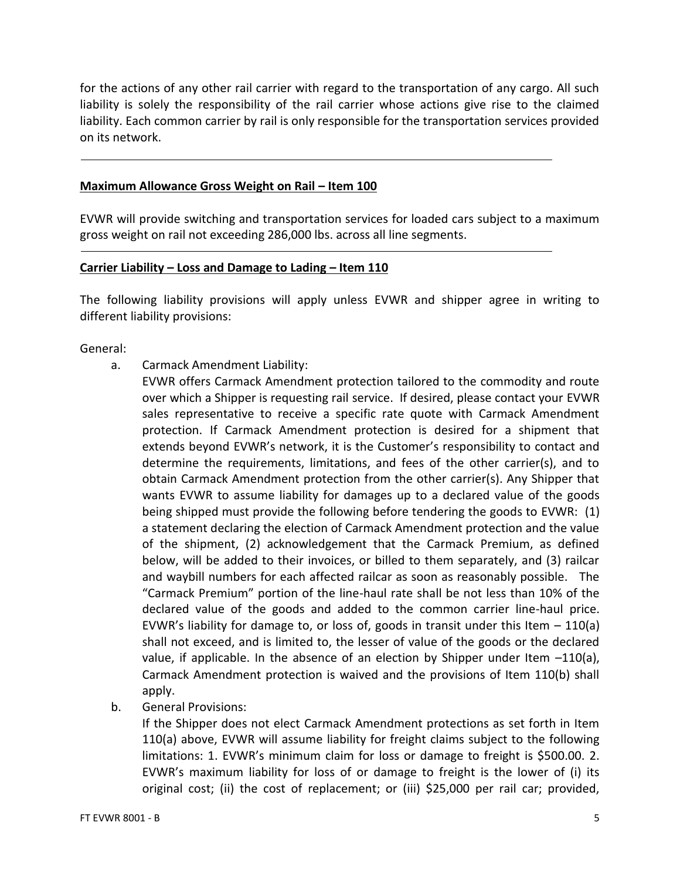for the actions of any other rail carrier with regard to the transportation of any cargo. All such liability is solely the responsibility of the rail carrier whose actions give rise to the claimed liability. Each common carrier by rail is only responsible for the transportation services provided on its network.

---

## Maximum Allowance Gross Weight on Rail – Item 100

EVWR will provide switching and transportation services for loaded cars subject to a maximum gross weight on rail not exceeding 286,000 lbs. across all line segments.

---

## Carrier Liability – Loss and Damage to Lading – Item 110

The following liability provisions will apply unless EVWR and shipper agree in writing to different liability provisions:

General:

a. Carmack Amendment Liability:
   EVWR offers Carmack Amendment protection tailored to the commodity and route over which a Shipper is requesting rail service. If desired, please contact your EVWR sales representative to receive a specific rate quote with Carmack Amendment protection. If Carmack Amendment protection is desired for a shipment that extends beyond EVWR's network, it is the Customer's responsibility to contact and determine the requirements, limitations, and fees of the other carrier(s), and to obtain Carmack Amendment protection from the other carrier(s). Any Shipper that wants EVWR to assume liability for damages up to a declared value of the goods being shipped must provide the following before tendering the goods to EVWR: (1) a statement declaring the election of Carmack Amendment protection and the value of the shipment, (2) acknowledgement that the Carmack Premium, as defined below, will be added to their invoices, or billed to them separately, and (3) railcar and waybill numbers for each affected railcar as soon as reasonably possible. The "Carmack Premium" portion of the line-haul rate shall be not less than 10% of the declared value of the goods and added to the common carrier line-haul price. EVWR's liability for damage to, or loss of, goods in transit under this Item – 110(a) shall not exceed, and is limited to, the lesser of value of the goods or the declared value, if applicable. In the absence of an election by Shipper under Item –110(a), Carmack Amendment protection is waived and the provisions of Item 110(b) shall apply.

b. General Provisions:
   If the Shipper does not elect Carmack Amendment protections as set forth in Item 110(a) above, EVWR will assume liability for freight claims subject to the following limitations: 1. EVWR's minimum claim for loss or damage to freight is $500.00. 2. EVWR's maximum liability for loss of or damage to freight is the lower of (i) its original cost; (ii) the cost of replacement; or (iii) $25,000 per rail car; provided,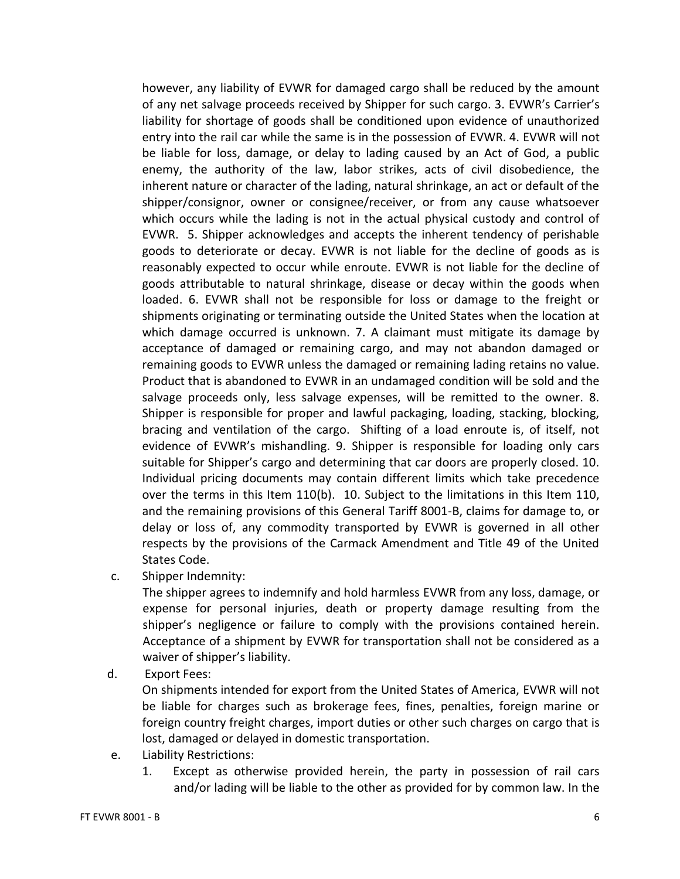however, any liability of EVWR for damaged cargo shall be reduced by the amount of any net salvage proceeds received by Shipper for such cargo. 3. EVWR's Carrier's liability for shortage of goods shall be conditioned upon evidence of unauthorized entry into the rail car while the same is in the possession of EVWR. 4. EVWR will not be liable for loss, damage, or delay to lading caused by an Act of God, a public enemy, the authority of the law, labor strikes, acts of civil disobedience, the inherent nature or character of the lading, natural shrinkage, an act or default of the shipper/consignor, owner or consignee/receiver, or from any cause whatsoever which occurs while the lading is not in the actual physical custody and control of EVWR. 5. Shipper acknowledges and accepts the inherent tendency of perishable goods to deteriorate or decay. EVWR is not liable for the decline of goods as is reasonably expected to occur while enroute. EVWR is not liable for the decline of goods attributable to natural shrinkage, disease or decay within the goods when loaded. 6. EVWR shall not be responsible for loss or damage to the freight or shipments originating or terminating outside the United States when the location at which damage occurred is unknown. 7. A claimant must mitigate its damage by acceptance of damaged or remaining cargo, and may not abandon damaged or remaining goods to EVWR unless the damaged or remaining lading retains no value. Product that is abandoned to EVWR in an undamaged condition will be sold and the salvage proceeds only, less salvage expenses, will be remitted to the owner. 8. Shipper is responsible for proper and lawful packaging, loading, stacking, blocking, bracing and ventilation of the cargo. Shifting of a load enroute is, of itself, not evidence of EVWR's mishandling. 9. Shipper is responsible for loading only cars suitable for Shipper's cargo and determining that car doors are properly closed. 10. Individual pricing documents may contain different limits which take precedence over the terms in this Item 110(b). 10. Subject to the limitations in this Item 110, and the remaining provisions of this General Tariff 8001-B, claims for damage to, or delay or loss of, any commodity transported by EVWR is governed in all other respects by the provisions of the Carmack Amendment and Title 49 of the United States Code.

c. Shipper Indemnity:

The shipper agrees to indemnify and hold harmless EVWR from any loss, damage, or expense for personal injuries, death or property damage resulting from the shipper's negligence or failure to comply with the provisions contained herein. Acceptance of a shipment by EVWR for transportation shall not be considered as a waiver of shipper's liability.

d. Export Fees:

On shipments intended for export from the United States of America, EVWR will not be liable for charges such as brokerage fees, fines, penalties, foreign marine or foreign country freight charges, import duties or other such charges on cargo that is lost, damaged or delayed in domestic transportation.

e. Liability Restrictions:

1. Except as otherwise provided herein, the party in possession of rail cars and/or lading will be liable to the other as provided for by common law. In the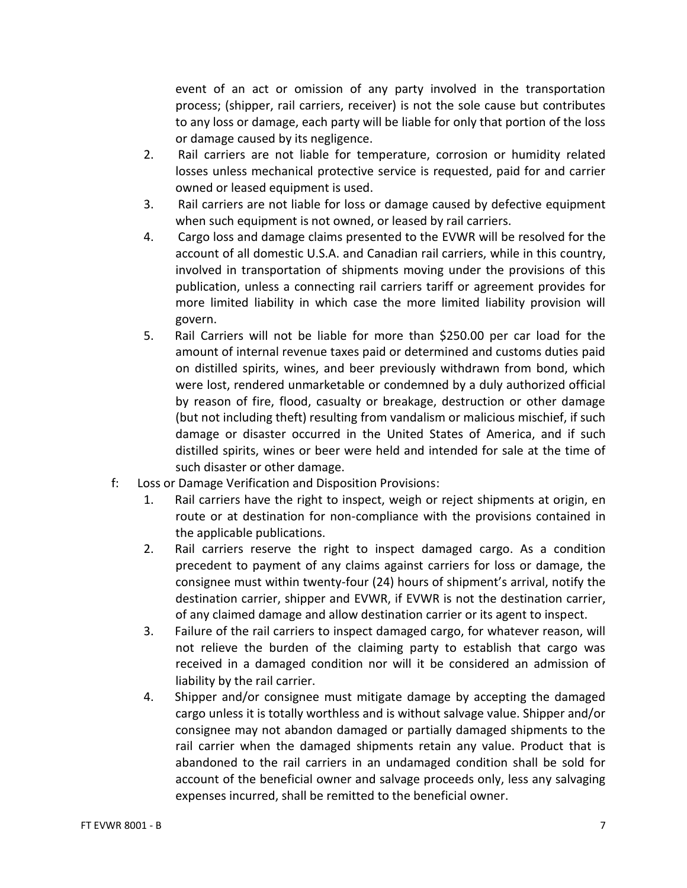event of an act or omission of any party involved in the transportation process; (shipper, rail carriers, receiver) is not the sole cause but contributes to any loss or damage, each party will be liable for only that portion of the loss or damage caused by its negligence.

2. Rail carriers are not liable for temperature, corrosion or humidity related losses unless mechanical protective service is requested, paid for and carrier owned or leased equipment is used.
3. Rail carriers are not liable for loss or damage caused by defective equipment when such equipment is not owned, or leased by rail carriers.
4. Cargo loss and damage claims presented to the EVWR will be resolved for the account of all domestic U.S.A. and Canadian rail carriers, while in this country, involved in transportation of shipments moving under the provisions of this publication, unless a connecting rail carriers tariff or agreement provides for more limited liability in which case the more limited liability provision will govern.
5. Rail Carriers will not be liable for more than $250.00 per car load for the amount of internal revenue taxes paid or determined and customs duties paid on distilled spirits, wines, and beer previously withdrawn from bond, which were lost, rendered unmarketable or condemned by a duly authorized official by reason of fire, flood, casualty or breakage, destruction or other damage (but not including theft) resulting from vandalism or malicious mischief, if such damage or disaster occurred in the United States of America, and if such distilled spirits, wines or beer were held and intended for sale at the time of such disaster or other damage.

f: Loss or Damage Verification and Disposition Provisions:

1. Rail carriers have the right to inspect, weigh or reject shipments at origin, en route or at destination for non-compliance with the provisions contained in the applicable publications.
2. Rail carriers reserve the right to inspect damaged cargo. As a condition precedent to payment of any claims against carriers for loss or damage, the consignee must within twenty-four (24) hours of shipment's arrival, notify the destination carrier, shipper and EVWR, if EVWR is not the destination carrier, of any claimed damage and allow destination carrier or its agent to inspect.
3. Failure of the rail carriers to inspect damaged cargo, for whatever reason, will not relieve the burden of the claiming party to establish that cargo was received in a damaged condition nor will it be considered an admission of liability by the rail carrier.
4. Shipper and/or consignee must mitigate damage by accepting the damaged cargo unless it is totally worthless and is without salvage value. Shipper and/or consignee may not abandon damaged or partially damaged shipments to the rail carrier when the damaged shipments retain any value. Product that is abandoned to the rail carriers in an undamaged condition shall be sold for account of the beneficial owner and salvage proceeds only, less any salvaging expenses incurred, shall be remitted to the beneficial owner.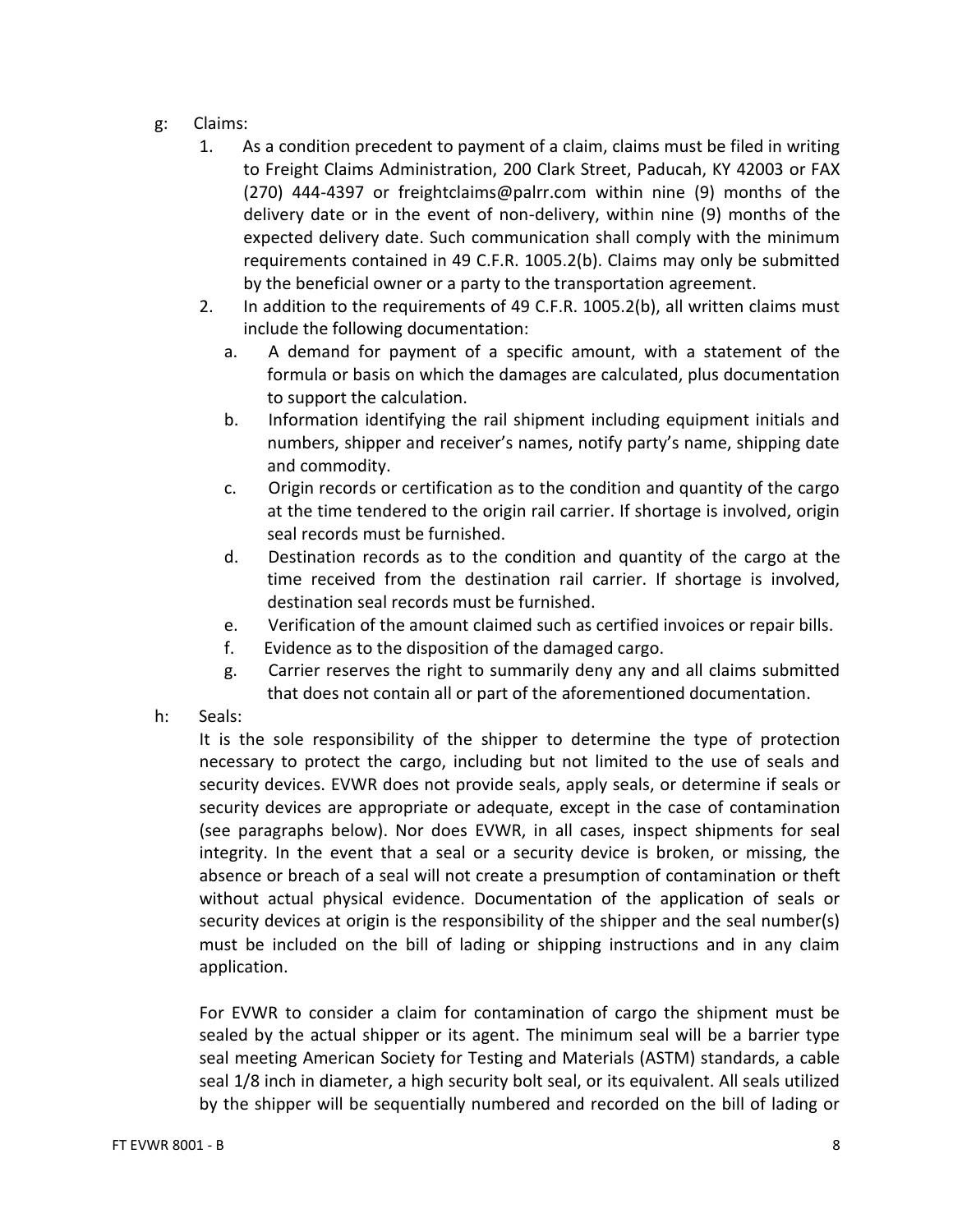g: Claims:

1. As a condition precedent to payment of a claim, claims must be filed in writing to Freight Claims Administration, 200 Clark Street, Paducah, KY 42003 or FAX (270) 444-4397 or freightclaims@palrr.com within nine (9) months of the delivery date or in the event of non-delivery, within nine (9) months of the expected delivery date. Such communication shall comply with the minimum requirements contained in 49 C.F.R. 1005.2(b). Claims may only be submitted by the beneficial owner or a party to the transportation agreement.
2. In addition to the requirements of 49 C.F.R. 1005.2(b), all written claims must include the following documentation:
   a. A demand for payment of a specific amount, with a statement of the formula or basis on which the damages are calculated, plus documentation to support the calculation.
   b. Information identifying the rail shipment including equipment initials and numbers, shipper and receiver's names, notify party's name, shipping date and commodity.
   c. Origin records or certification as to the condition and quantity of the cargo at the time tendered to the origin rail carrier. If shortage is involved, origin seal records must be furnished.
   d. Destination records as to the condition and quantity of the cargo at the time received from the destination rail carrier. If shortage is involved, destination seal records must be furnished.
   e. Verification of the amount claimed such as certified invoices or repair bills.
   f. Evidence as to the disposition of the damaged cargo.
   g. Carrier reserves the right to summarily deny any and all claims submitted that does not contain all or part of the aforementioned documentation.

h: Seals:

It is the sole responsibility of the shipper to determine the type of protection necessary to protect the cargo, including but not limited to the use of seals and security devices. EVWR does not provide seals, apply seals, or determine if seals or security devices are appropriate or adequate, except in the case of contamination (see paragraphs below). Nor does EVWR, in all cases, inspect shipments for seal integrity. In the event that a seal or a security device is broken, or missing, the absence or breach of a seal will not create a presumption of contamination or theft without actual physical evidence. Documentation of the application of seals or security devices at origin is the responsibility of the shipper and the seal number(s) must be included on the bill of lading or shipping instructions and in any claim application.

For EVWR to consider a claim for contamination of cargo the shipment must be sealed by the actual shipper or its agent. The minimum seal will be a barrier type seal meeting American Society for Testing and Materials (ASTM) standards, a cable seal 1/8 inch in diameter, a high security bolt seal, or its equivalent. All seals utilized by the shipper will be sequentially numbered and recorded on the bill of lading or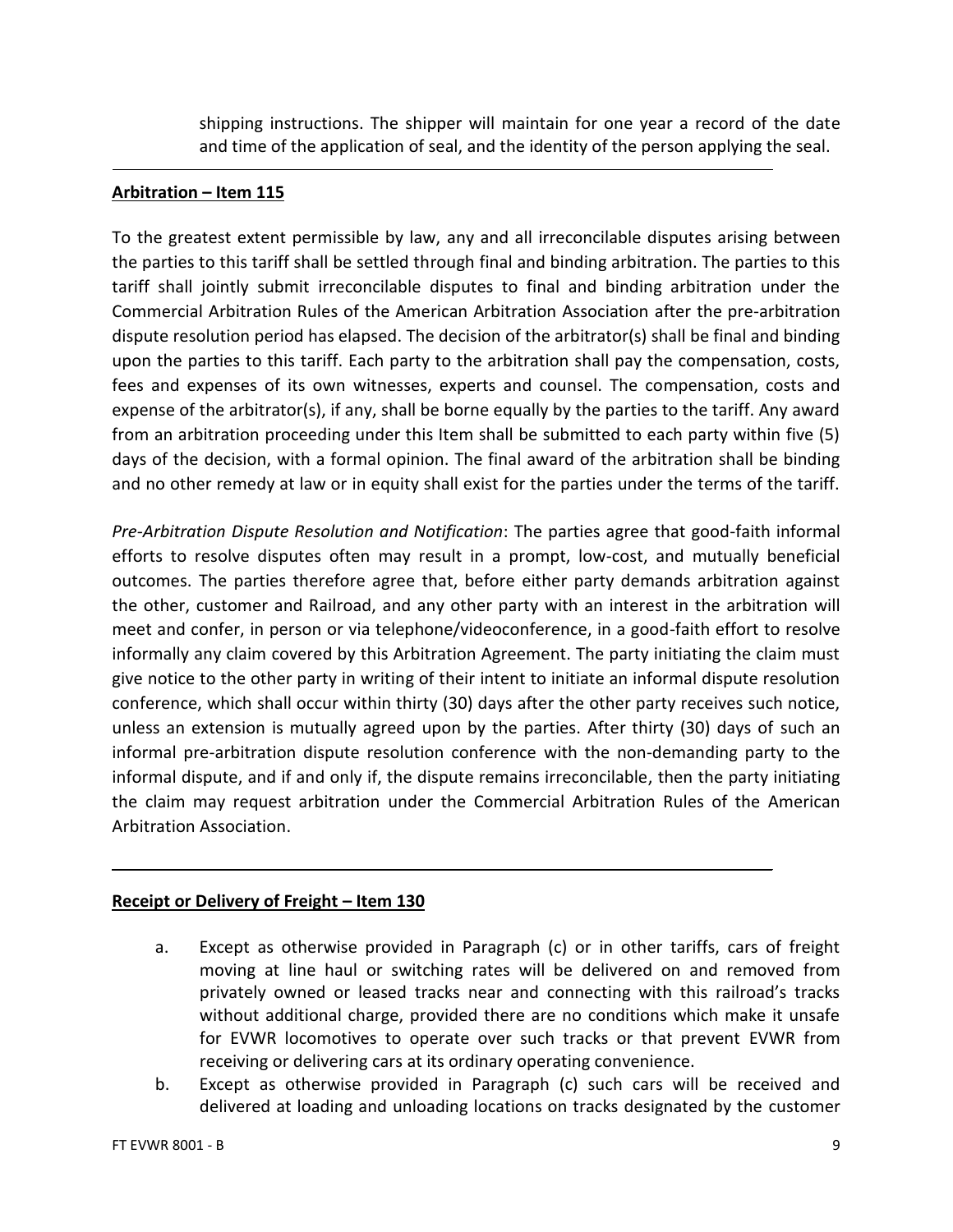shipping instructions. The shipper will maintain for one year a record of the date and time of the application of seal, and the identity of the person applying the seal.

---

## **Arbitration – Item 115**

To the greatest extent permissible by law, any and all irreconcilable disputes arising between the parties to this tariff shall be settled through final and binding arbitration. The parties to this tariff shall jointly submit irreconcilable disputes to final and binding arbitration under the Commercial Arbitration Rules of the American Arbitration Association after the pre-arbitration dispute resolution period has elapsed. The decision of the arbitrator(s) shall be final and binding upon the parties to this tariff. Each party to the arbitration shall pay the compensation, costs, fees and expenses of its own witnesses, experts and counsel. The compensation, costs and expense of the arbitrator(s), if any, shall be borne equally by the parties to the tariff. Any award from an arbitration proceeding under this Item shall be submitted to each party within five (5) days of the decision, with a formal opinion. The final award of the arbitration shall be binding and no other remedy at law or in equity shall exist for the parties under the terms of the tariff.

*Pre-Arbitration Dispute Resolution and Notification*: The parties agree that good-faith informal efforts to resolve disputes often may result in a prompt, low-cost, and mutually beneficial outcomes. The parties therefore agree that, before either party demands arbitration against the other, customer and Railroad, and any other party with an interest in the arbitration will meet and confer, in person or via telephone/videoconference, in a good-faith effort to resolve informally any claim covered by this Arbitration Agreement. The party initiating the claim must give notice to the other party in writing of their intent to initiate an informal dispute resolution conference, which shall occur within thirty (30) days after the other party receives such notice, unless an extension is mutually agreed upon by the parties. After thirty (30) days of such an informal pre-arbitration dispute resolution conference with the non-demanding party to the informal dispute, and if and only if, the dispute remains irreconcilable, then the party initiating the claim may request arbitration under the Commercial Arbitration Rules of the American Arbitration Association.

---

## **Receipt or Delivery of Freight – Item 130**

a. Except as otherwise provided in Paragraph (c) or in other tariffs, cars of freight moving at line haul or switching rates will be delivered on and removed from privately owned or leased tracks near and connecting with this railroad's tracks without additional charge, provided there are no conditions which make it unsafe for EVWR locomotives to operate over such tracks or that prevent EVWR from receiving or delivering cars at its ordinary operating convenience.

b. Except as otherwise provided in Paragraph (c) such cars will be received and delivered at loading and unloading locations on tracks designated by the customer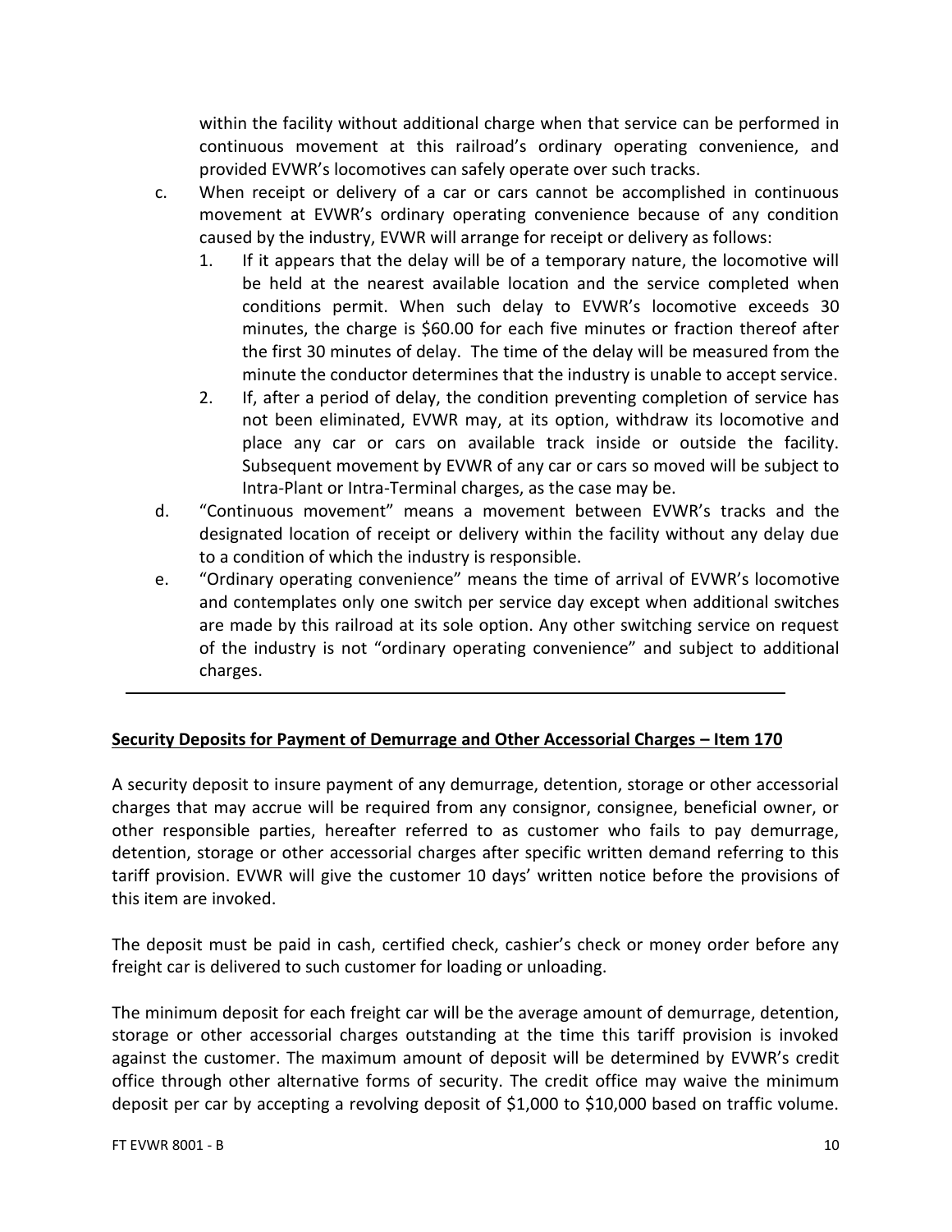within the facility without additional charge when that service can be performed in continuous movement at this railroad's ordinary operating convenience, and provided EVWR's locomotives can safely operate over such tracks.

c. When receipt or delivery of a car or cars cannot be accomplished in continuous movement at EVWR's ordinary operating convenience because of any condition caused by the industry, EVWR will arrange for receipt or delivery as follows:
   1. If it appears that the delay will be of a temporary nature, the locomotive will be held at the nearest available location and the service completed when conditions permit. When such delay to EVWR's locomotive exceeds 30 minutes, the charge is $60.00 for each five minutes or fraction thereof after the first 30 minutes of delay. The time of the delay will be measured from the minute the conductor determines that the industry is unable to accept service.
   2. If, after a period of delay, the condition preventing completion of service has not been eliminated, EVWR may, at its option, withdraw its locomotive and place any car or cars on available track inside or outside the facility. Subsequent movement by EVWR of any car or cars so moved will be subject to Intra-Plant or Intra-Terminal charges, as the case may be.

d. "Continuous movement" means a movement between EVWR's tracks and the designated location of receipt or delivery within the facility without any delay due to a condition of which the industry is responsible.

e. "Ordinary operating convenience" means the time of arrival of EVWR's locomotive and contemplates only one switch per service day except when additional switches are made by this railroad at its sole option. Any other switching service on request of the industry is not "ordinary operating convenience" and subject to additional charges.

---

**Security Deposits for Payment of Demurrage and Other Accessorial Charges – Item 170**

A security deposit to insure payment of any demurrage, detention, storage or other accessorial charges that may accrue will be required from any consignor, consignee, beneficial owner, or other responsible parties, hereafter referred to as customer who fails to pay demurrage, detention, storage or other accessorial charges after specific written demand referring to this tariff provision. EVWR will give the customer 10 days' written notice before the provisions of this item are invoked.

The deposit must be paid in cash, certified check, cashier's check or money order before any freight car is delivered to such customer for loading or unloading.

The minimum deposit for each freight car will be the average amount of demurrage, detention, storage or other accessorial charges outstanding at the time this tariff provision is invoked against the customer. The maximum amount of deposit will be determined by EVWR's credit office through other alternative forms of security. The credit office may waive the minimum deposit per car by accepting a revolving deposit of $1,000 to $10,000 based on traffic volume.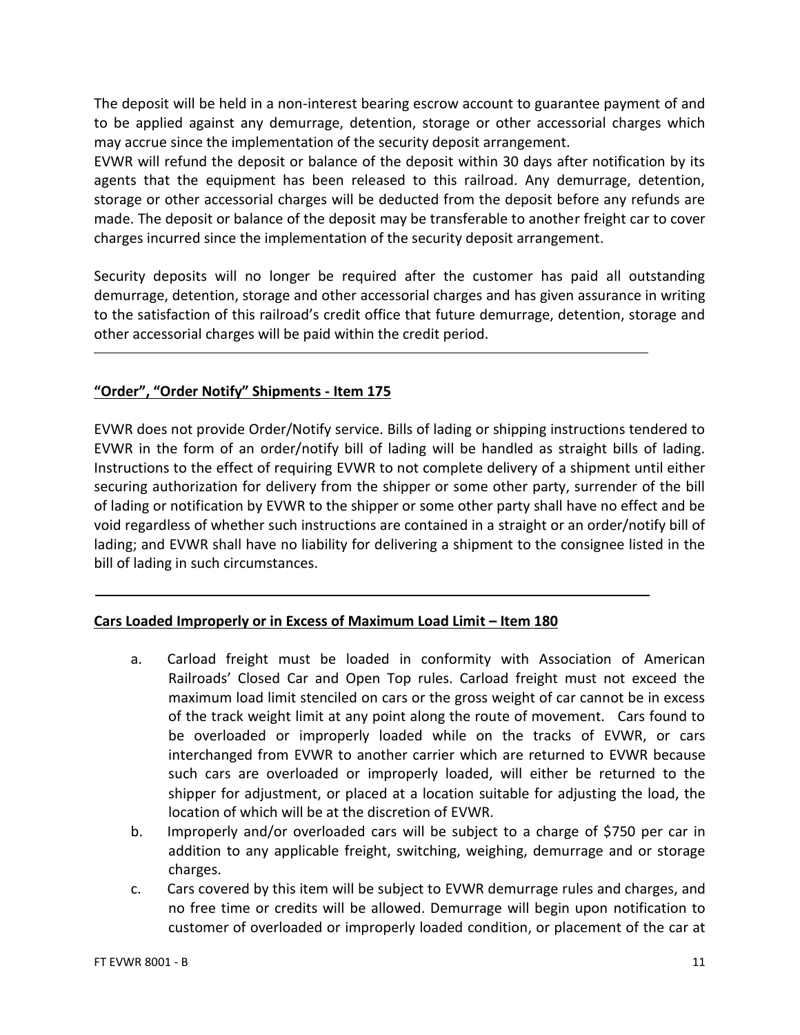The deposit will be held in a non-interest bearing escrow account to guarantee payment of and to be applied against any demurrage, detention, storage or other accessorial charges which may accrue since the implementation of the security deposit arrangement.
EVWR will refund the deposit or balance of the deposit within 30 days after notification by its agents that the equipment has been released to this railroad. Any demurrage, detention, storage or other accessorial charges will be deducted from the deposit before any refunds are made. The deposit or balance of the deposit may be transferable to another freight car to cover charges incurred since the implementation of the security deposit arrangement.

Security deposits will no longer be required after the customer has paid all outstanding demurrage, detention, storage and other accessorial charges and has given assurance in writing to the satisfaction of this railroad's credit office that future demurrage, detention, storage and other accessorial charges will be paid within the credit period.

---

## "Order", "Order Notify" Shipments - Item 175

EVWR does not provide Order/Notify service. Bills of lading or shipping instructions tendered to EVWR in the form of an order/notify bill of lading will be handled as straight bills of lading. Instructions to the effect of requiring EVWR to not complete delivery of a shipment until either securing authorization for delivery from the shipper or some other party, surrender of the bill of lading or notification by EVWR to the shipper or some other party shall have no effect and be void regardless of whether such instructions are contained in a straight or an order/notify bill of lading; and EVWR shall have no liability for delivering a shipment to the consignee listed in the bill of lading in such circumstances.

---

## Cars Loaded Improperly or in Excess of Maximum Load Limit – Item 180

a. Carload freight must be loaded in conformity with Association of American Railroads' Closed Car and Open Top rules. Carload freight must not exceed the maximum load limit stenciled on cars or the gross weight of car cannot be in excess of the track weight limit at any point along the route of movement. Cars found to be overloaded or improperly loaded while on the tracks of EVWR, or cars interchanged from EVWR to another carrier which are returned to EVWR because such cars are overloaded or improperly loaded, will either be returned to the shipper for adjustment, or placed at a location suitable for adjusting the load, the location of which will be at the discretion of EVWR.

b. Improperly and/or overloaded cars will be subject to a charge of $750 per car in addition to any applicable freight, switching, weighing, demurrage and or storage charges.

c. Cars covered by this item will be subject to EVWR demurrage rules and charges, and no free time or credits will be allowed. Demurrage will begin upon notification to customer of overloaded or improperly loaded condition, or placement of the car at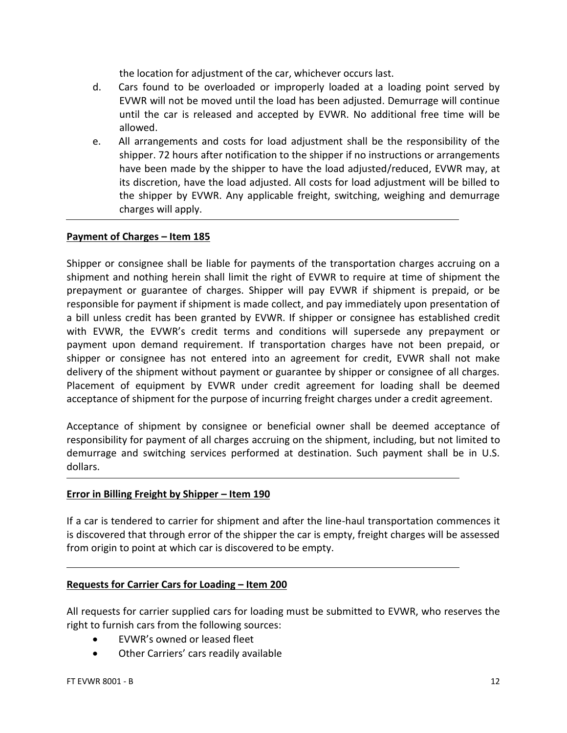the location for adjustment of the car, whichever occurs last.

d. Cars found to be overloaded or improperly loaded at a loading point served by EVWR will not be moved until the load has been adjusted. Demurrage will continue until the car is released and accepted by EVWR. No additional free time will be allowed.

e. All arrangements and costs for load adjustment shall be the responsibility of the shipper. 72 hours after notification to the shipper if no instructions or arrangements have been made by the shipper to have the load adjusted/reduced, EVWR may, at its discretion, have the load adjusted. All costs for load adjustment will be billed to the shipper by EVWR. Any applicable freight, switching, weighing and demurrage charges will apply.

---

**Payment of Charges – Item 185**

Shipper or consignee shall be liable for payments of the transportation charges accruing on a shipment and nothing herein shall limit the right of EVWR to require at time of shipment the prepayment or guarantee of charges. Shipper will pay EVWR if shipment is prepaid, or be responsible for payment if shipment is made collect, and pay immediately upon presentation of a bill unless credit has been granted by EVWR. If shipper or consignee has established credit with EVWR, the EVWR's credit terms and conditions will supersede any prepayment or payment upon demand requirement. If transportation charges have not been prepaid, or shipper or consignee has not entered into an agreement for credit, EVWR shall not make delivery of the shipment without payment or guarantee by shipper or consignee of all charges. Placement of equipment by EVWR under credit agreement for loading shall be deemed acceptance of shipment for the purpose of incurring freight charges under a credit agreement.

Acceptance of shipment by consignee or beneficial owner shall be deemed acceptance of responsibility for payment of all charges accruing on the shipment, including, but not limited to demurrage and switching services performed at destination. Such payment shall be in U.S. dollars.

---

**Error in Billing Freight by Shipper – Item 190**

If a car is tendered to carrier for shipment and after the line-haul transportation commences it is discovered that through error of the shipper the car is empty, freight charges will be assessed from origin to point at which car is discovered to be empty.

---

**Requests for Carrier Cars for Loading – Item 200**

All requests for carrier supplied cars for loading must be submitted to EVWR, who reserves the right to furnish cars from the following sources:

- EVWR's owned or leased fleet
- Other Carriers' cars readily available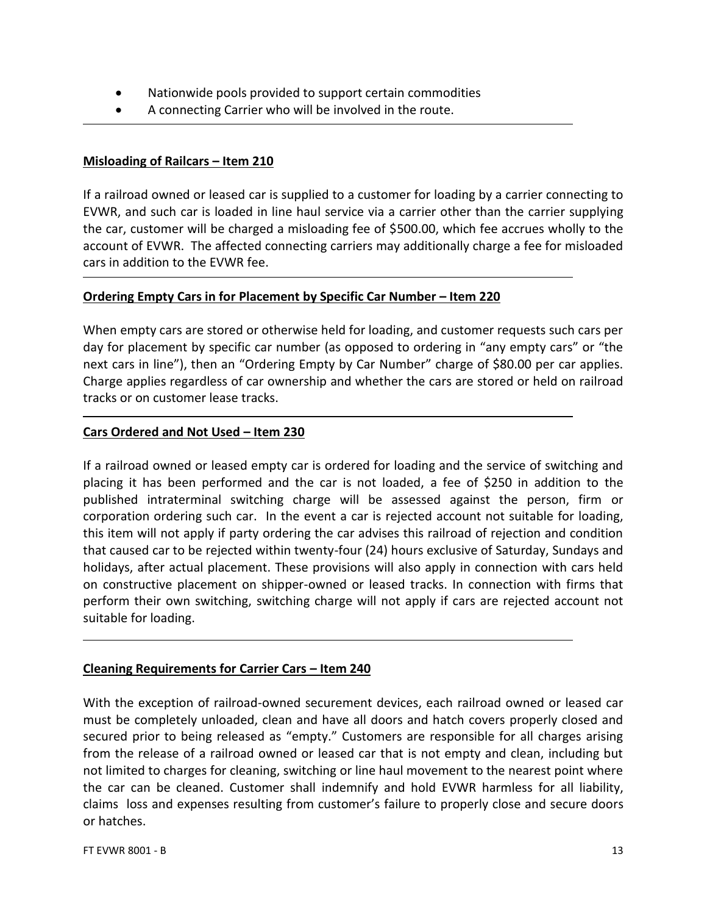- Nationwide pools provided to support certain commodities
- A connecting Carrier who will be involved in the route.

---

## Misloading of Railcars – Item 210

If a railroad owned or leased car is supplied to a customer for loading by a carrier connecting to EVWR, and such car is loaded in line haul service via a carrier other than the carrier supplying the car, customer will be charged a misloading fee of $500.00, which fee accrues wholly to the account of EVWR. The affected connecting carriers may additionally charge a fee for misloaded cars in addition to the EVWR fee.

---

## Ordering Empty Cars in for Placement by Specific Car Number – Item 220

When empty cars are stored or otherwise held for loading, and customer requests such cars per day for placement by specific car number (as opposed to ordering in "any empty cars" or "the next cars in line"), then an "Ordering Empty by Car Number" charge of $80.00 per car applies. Charge applies regardless of car ownership and whether the cars are stored or held on railroad tracks or on customer lease tracks.

---

## Cars Ordered and Not Used – Item 230

If a railroad owned or leased empty car is ordered for loading and the service of switching and placing it has been performed and the car is not loaded, a fee of $250 in addition to the published intraterminal switching charge will be assessed against the person, firm or corporation ordering such car. In the event a car is rejected account not suitable for loading, this item will not apply if party ordering the car advises this railroad of rejection and condition that caused car to be rejected within twenty-four (24) hours exclusive of Saturday, Sundays and holidays, after actual placement. These provisions will also apply in connection with cars held on constructive placement on shipper-owned or leased tracks. In connection with firms that perform their own switching, switching charge will not apply if cars are rejected account not suitable for loading.

---

## Cleaning Requirements for Carrier Cars – Item 240

With the exception of railroad-owned securement devices, each railroad owned or leased car must be completely unloaded, clean and have all doors and hatch covers properly closed and secured prior to being released as "empty." Customers are responsible for all charges arising from the release of a railroad owned or leased car that is not empty and clean, including but not limited to charges for cleaning, switching or line haul movement to the nearest point where the car can be cleaned. Customer shall indemnify and hold EVWR harmless for all liability, claims loss and expenses resulting from customer's failure to properly close and secure doors or hatches.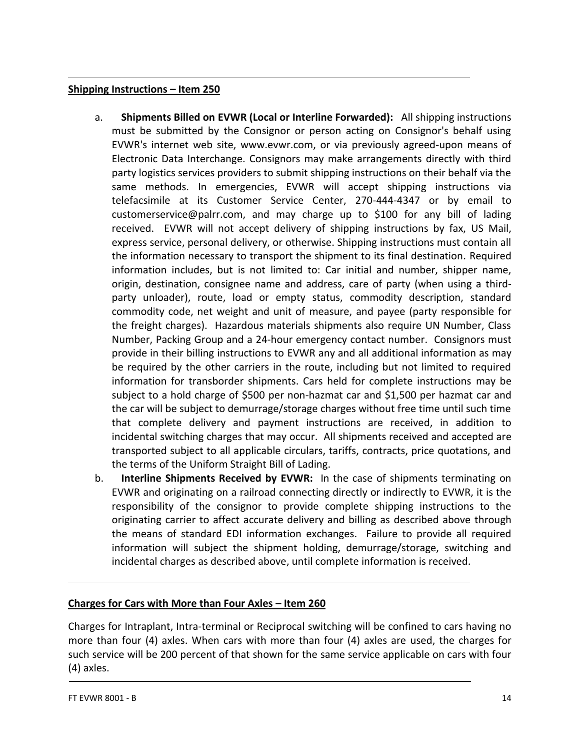**Shipping Instructions – Item 250**

a. **Shipments Billed on EVWR (Local or Interline Forwarded):** All shipping instructions must be submitted by the Consignor or person acting on Consignor's behalf using EVWR's internet web site, www.evwr.com, or via previously agreed-upon means of Electronic Data Interchange. Consignors may make arrangements directly with third party logistics services providers to submit shipping instructions on their behalf via the same methods. In emergencies, EVWR will accept shipping instructions via telefacsimile at its Customer Service Center, 270-444-4347 or by email to customerservice@palrr.com, and may charge up to $100 for any bill of lading received. EVWR will not accept delivery of shipping instructions by fax, US Mail, express service, personal delivery, or otherwise. Shipping instructions must contain all the information necessary to transport the shipment to its final destination. Required information includes, but is not limited to: Car initial and number, shipper name, origin, destination, consignee name and address, care of party (when using a third-party unloader), route, load or empty status, commodity description, standard commodity code, net weight and unit of measure, and payee (party responsible for the freight charges). Hazardous materials shipments also require UN Number, Class Number, Packing Group and a 24-hour emergency contact number. Consignors must provide in their billing instructions to EVWR any and all additional information as may be required by the other carriers in the route, including but not limited to required information for transborder shipments. Cars held for complete instructions may be subject to a hold charge of $500 per non-hazmat car and $1,500 per hazmat car and the car will be subject to demurrage/storage charges without free time until such time that complete delivery and payment instructions are received, in addition to incidental switching charges that may occur. All shipments received and accepted are transported subject to all applicable circulars, tariffs, contracts, price quotations, and the terms of the Uniform Straight Bill of Lading.

b. **Interline Shipments Received by EVWR:** In the case of shipments terminating on EVWR and originating on a railroad connecting directly or indirectly to EVWR, it is the responsibility of the consignor to provide complete shipping instructions to the originating carrier to affect accurate delivery and billing as described above through the means of standard EDI information exchanges. Failure to provide all required information will subject the shipment holding, demurrage/storage, switching and incidental charges as described above, until complete information is received.

**Charges for Cars with More than Four Axles – Item 260**

Charges for Intraplant, Intra-terminal or Reciprocal switching will be confined to cars having no more than four (4) axles. When cars with more than four (4) axles are used, the charges for such service will be 200 percent of that shown for the same service applicable on cars with four (4) axles.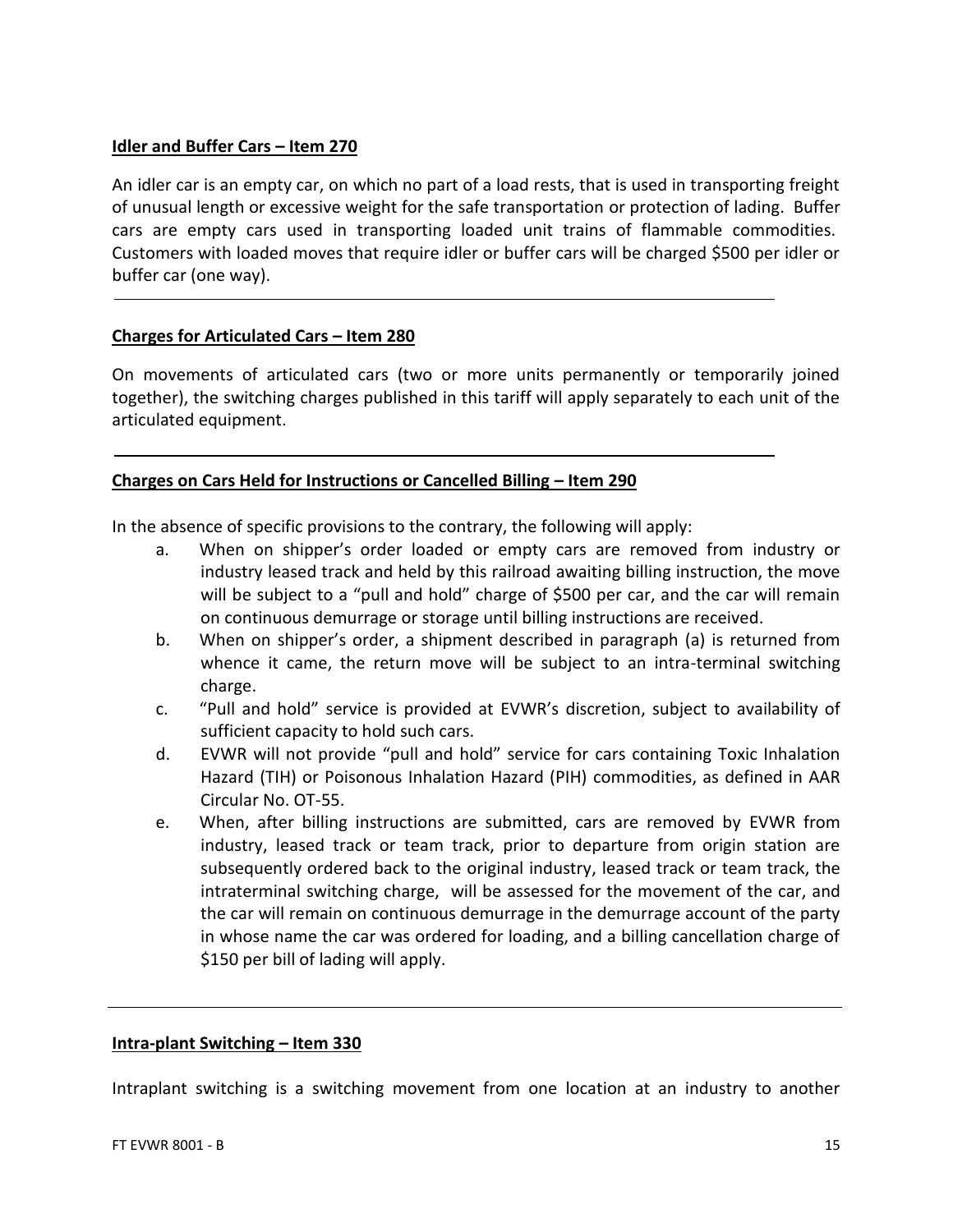## Idler and Buffer Cars – Item 270

An idler car is an empty car, on which no part of a load rests, that is used in transporting freight of unusual length or excessive weight for the safe transportation or protection of lading. Buffer cars are empty cars used in transporting loaded unit trains of flammable commodities. Customers with loaded moves that require idler or buffer cars will be charged $500 per idler or buffer car (one way).

---

## Charges for Articulated Cars – Item 280

On movements of articulated cars (two or more units permanently or temporarily joined together), the switching charges published in this tariff will apply separately to each unit of the articulated equipment.

---

## Charges on Cars Held for Instructions or Cancelled Billing – Item 290

In the absence of specific provisions to the contrary, the following will apply:

a. When on shipper's order loaded or empty cars are removed from industry or industry leased track and held by this railroad awaiting billing instruction, the move will be subject to a "pull and hold" charge of $500 per car, and the car will remain on continuous demurrage or storage until billing instructions are received.

b. When on shipper's order, a shipment described in paragraph (a) is returned from whence it came, the return move will be subject to an intra-terminal switching charge.

c. "Pull and hold" service is provided at EVWR's discretion, subject to availability of sufficient capacity to hold such cars.

d. EVWR will not provide "pull and hold" service for cars containing Toxic Inhalation Hazard (TIH) or Poisonous Inhalation Hazard (PIH) commodities, as defined in AAR Circular No. OT-55.

e. When, after billing instructions are submitted, cars are removed by EVWR from industry, leased track or team track, prior to departure from origin station are subsequently ordered back to the original industry, leased track or team track, the intraterminal switching charge, will be assessed for the movement of the car, and the car will remain on continuous demurrage in the demurrage account of the party in whose name the car was ordered for loading, and a billing cancellation charge of $150 per bill of lading will apply.

---

## Intra-plant Switching – Item 330

Intraplant switching is a switching movement from one location at an industry to another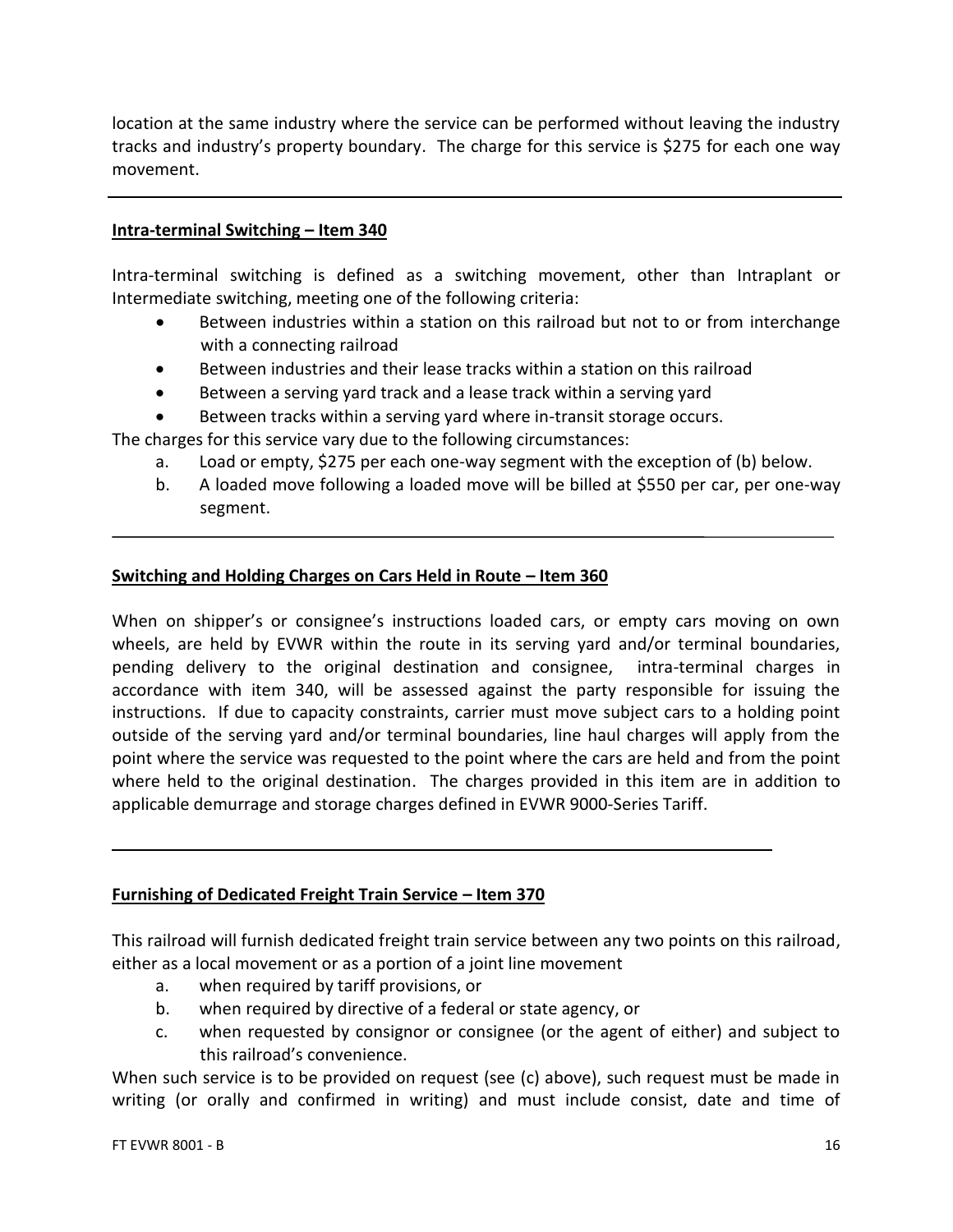location at the same industry where the service can be performed without leaving the industry tracks and industry's property boundary. The charge for this service is $275 for each one way movement.

---

**Intra-terminal Switching – Item 340**

Intra-terminal switching is defined as a switching movement, other than Intraplant or Intermediate switching, meeting one of the following criteria:

- Between industries within a station on this railroad but not to or from interchange with a connecting railroad
- Between industries and their lease tracks within a station on this railroad
- Between a serving yard track and a lease track within a serving yard
- Between tracks within a serving yard where in-transit storage occurs.

The charges for this service vary due to the following circumstances:

a. Load or empty, $275 per each one-way segment with the exception of (b) below.
b. A loaded move following a loaded move will be billed at $550 per car, per one-way segment.

---

**Switching and Holding Charges on Cars Held in Route – Item 360**

When on shipper's or consignee's instructions loaded cars, or empty cars moving on own wheels, are held by EVWR within the route in its serving yard and/or terminal boundaries, pending delivery to the original destination and consignee, intra-terminal charges in accordance with item 340, will be assessed against the party responsible for issuing the instructions. If due to capacity constraints, carrier must move subject cars to a holding point outside of the serving yard and/or terminal boundaries, line haul charges will apply from the point where the service was requested to the point where the cars are held and from the point where held to the original destination. The charges provided in this item are in addition to applicable demurrage and storage charges defined in EVWR 9000-Series Tariff.

---

**Furnishing of Dedicated Freight Train Service – Item 370**

This railroad will furnish dedicated freight train service between any two points on this railroad, either as a local movement or as a portion of a joint line movement

a. when required by tariff provisions, or
b. when required by directive of a federal or state agency, or
c. when requested by consignor or consignee (or the agent of either) and subject to this railroad's convenience.

When such service is to be provided on request (see (c) above), such request must be made in writing (or orally and confirmed in writing) and must include consist, date and time of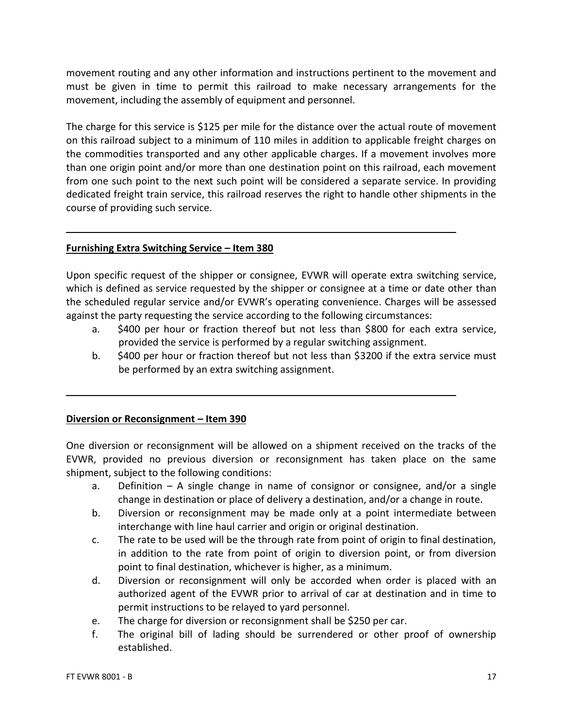movement routing and any other information and instructions pertinent to the movement and must be given in time to permit this railroad to make necessary arrangements for the movement, including the assembly of equipment and personnel.

The charge for this service is $125 per mile for the distance over the actual route of movement on this railroad subject to a minimum of 110 miles in addition to applicable freight charges on the commodities transported and any other applicable charges. If a movement involves more than one origin point and/or more than one destination point on this railroad, each movement from one such point to the next such point will be considered a separate service. In providing dedicated freight train service, this railroad reserves the right to handle other shipments in the course of providing such service.

---

## Furnishing Extra Switching Service – Item 380

Upon specific request of the shipper or consignee, EVWR will operate extra switching service, which is defined as service requested by the shipper or consignee at a time or date other than the scheduled regular service and/or EVWR's operating convenience. Charges will be assessed against the party requesting the service according to the following circumstances:

a. $400 per hour or fraction thereof but not less than $800 for each extra service, provided the service is performed by a regular switching assignment.
b. $400 per hour or fraction thereof but not less than $3200 if the extra service must be performed by an extra switching assignment.

---

## Diversion or Reconsignment – Item 390

One diversion or reconsignment will be allowed on a shipment received on the tracks of the EVWR, provided no previous diversion or reconsignment has taken place on the same shipment, subject to the following conditions:

a. Definition – A single change in name of consignor or consignee, and/or a single change in destination or place of delivery a destination, and/or a change in route.
b. Diversion or reconsignment may be made only at a point intermediate between interchange with line haul carrier and origin or original destination.
c. The rate to be used will be the through rate from point of origin to final destination, in addition to the rate from point of origin to diversion point, or from diversion point to final destination, whichever is higher, as a minimum.
d. Diversion or reconsignment will only be accorded when order is placed with an authorized agent of the EVWR prior to arrival of car at destination and in time to permit instructions to be relayed to yard personnel.
e. The charge for diversion or reconsignment shall be $250 per car.
f. The original bill of lading should be surrendered or other proof of ownership established.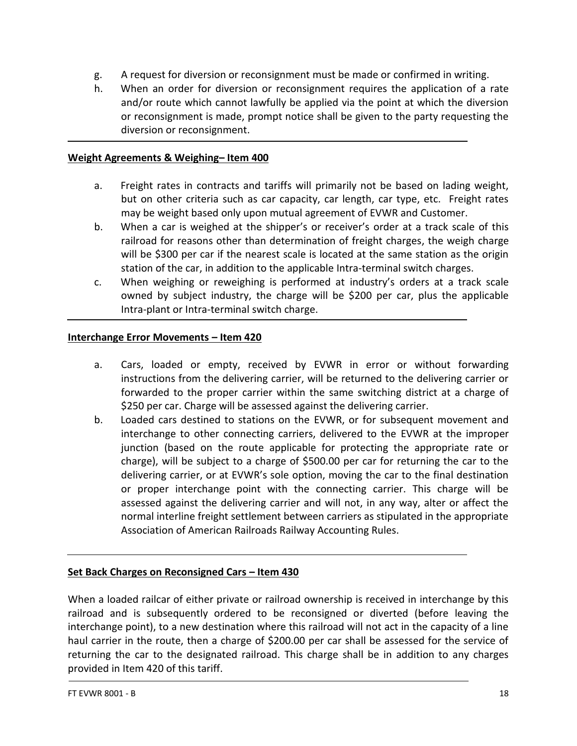g. A request for diversion or reconsignment must be made or confirmed in writing.

h. When an order for diversion or reconsignment requires the application of a rate and/or route which cannot lawfully be applied via the point at which the diversion or reconsignment is made, prompt notice shall be given to the party requesting the diversion or reconsignment.

---

**Weight Agreements & Weighing– Item 400**

a. Freight rates in contracts and tariffs will primarily not be based on lading weight, but on other criteria such as car capacity, car length, car type, etc. Freight rates may be weight based only upon mutual agreement of EVWR and Customer.

b. When a car is weighed at the shipper's or receiver's order at a track scale of this railroad for reasons other than determination of freight charges, the weigh charge will be $300 per car if the nearest scale is located at the same station as the origin station of the car, in addition to the applicable Intra-terminal switch charges.

c. When weighing or reweighing is performed at industry's orders at a track scale owned by subject industry, the charge will be $200 per car, plus the applicable Intra-plant or Intra-terminal switch charge.

---

**Interchange Error Movements – Item 420**

a. Cars, loaded or empty, received by EVWR in error or without forwarding instructions from the delivering carrier, will be returned to the delivering carrier or forwarded to the proper carrier within the same switching district at a charge of $250 per car. Charge will be assessed against the delivering carrier.

b. Loaded cars destined to stations on the EVWR, or for subsequent movement and interchange to other connecting carriers, delivered to the EVWR at the improper junction (based on the route applicable for protecting the appropriate rate or charge), will be subject to a charge of $500.00 per car for returning the car to the delivering carrier, or at EVWR's sole option, moving the car to the final destination or proper interchange point with the connecting carrier. This charge will be assessed against the delivering carrier and will not, in any way, alter or affect the normal interline freight settlement between carriers as stipulated in the appropriate Association of American Railroads Railway Accounting Rules.

---

**Set Back Charges on Reconsigned Cars – Item 430**

When a loaded railcar of either private or railroad ownership is received in interchange by this railroad and is subsequently ordered to be reconsigned or diverted (before leaving the interchange point), to a new destination where this railroad will not act in the capacity of a line haul carrier in the route, then a charge of $200.00 per car shall be assessed for the service of returning the car to the designated railroad. This charge shall be in addition to any charges provided in Item 420 of this tariff.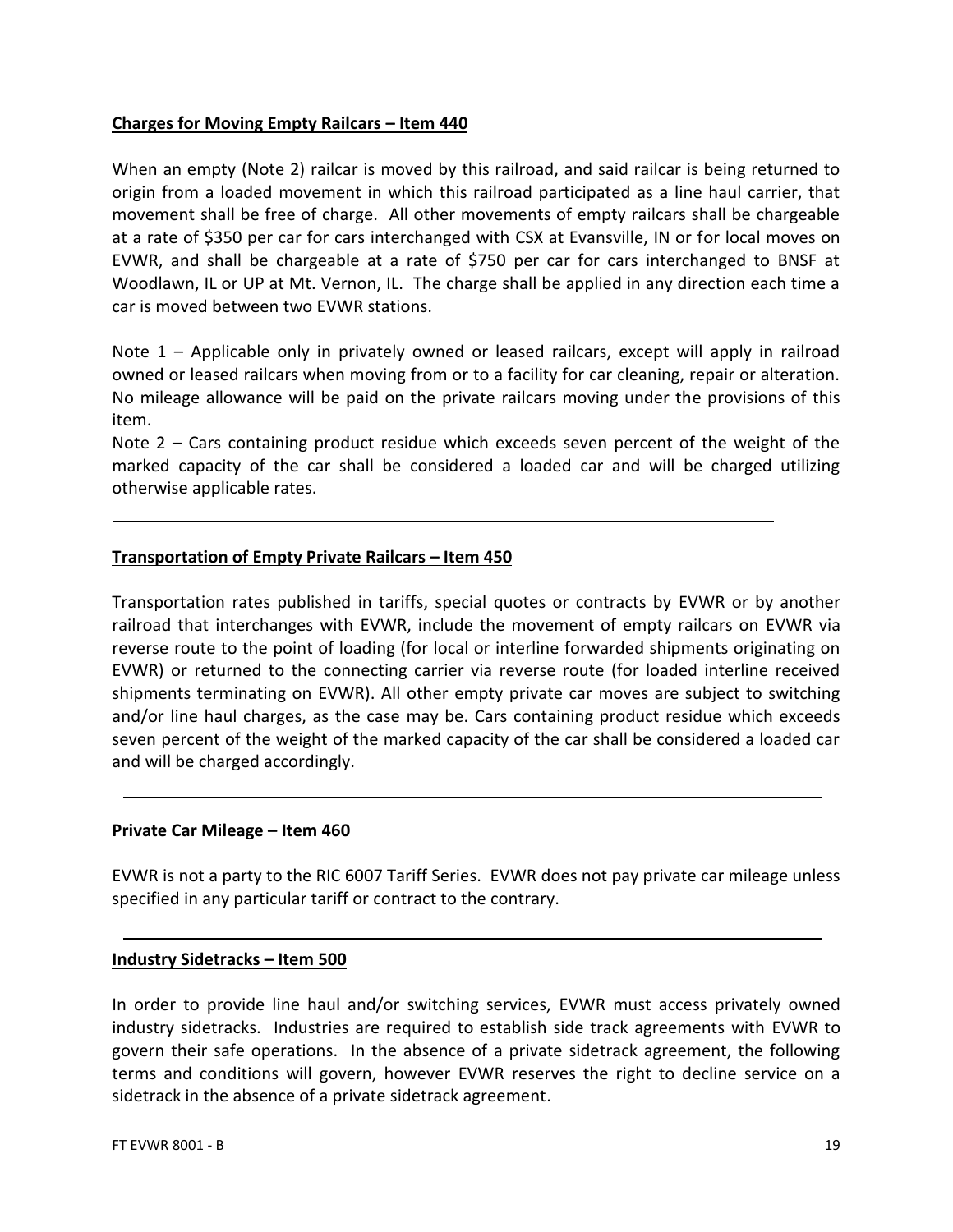## Charges for Moving Empty Railcars – Item 440

When an empty (Note 2) railcar is moved by this railroad, and said railcar is being returned to origin from a loaded movement in which this railroad participated as a line haul carrier, that movement shall be free of charge. All other movements of empty railcars shall be chargeable at a rate of $350 per car for cars interchanged with CSX at Evansville, IN or for local moves on EVWR, and shall be chargeable at a rate of $750 per car for cars interchanged to BNSF at Woodlawn, IL or UP at Mt. Vernon, IL. The charge shall be applied in any direction each time a car is moved between two EVWR stations.

Note 1 – Applicable only in privately owned or leased railcars, except will apply in railroad owned or leased railcars when moving from or to a facility for car cleaning, repair or alteration. No mileage allowance will be paid on the private railcars moving under the provisions of this item.

Note 2 – Cars containing product residue which exceeds seven percent of the weight of the marked capacity of the car shall be considered a loaded car and will be charged utilizing otherwise applicable rates.

---

## Transportation of Empty Private Railcars – Item 450

Transportation rates published in tariffs, special quotes or contracts by EVWR or by another railroad that interchanges with EVWR, include the movement of empty railcars on EVWR via reverse route to the point of loading (for local or interline forwarded shipments originating on EVWR) or returned to the connecting carrier via reverse route (for loaded interline received shipments terminating on EVWR). All other empty private car moves are subject to switching and/or line haul charges, as the case may be. Cars containing product residue which exceeds seven percent of the weight of the marked capacity of the car shall be considered a loaded car and will be charged accordingly.

---

## Private Car Mileage – Item 460

EVWR is not a party to the RIC 6007 Tariff Series. EVWR does not pay private car mileage unless specified in any particular tariff or contract to the contrary.

---

## Industry Sidetracks – Item 500

In order to provide line haul and/or switching services, EVWR must access privately owned industry sidetracks. Industries are required to establish side track agreements with EVWR to govern their safe operations. In the absence of a private sidetrack agreement, the following terms and conditions will govern, however EVWR reserves the right to decline service on a sidetrack in the absence of a private sidetrack agreement.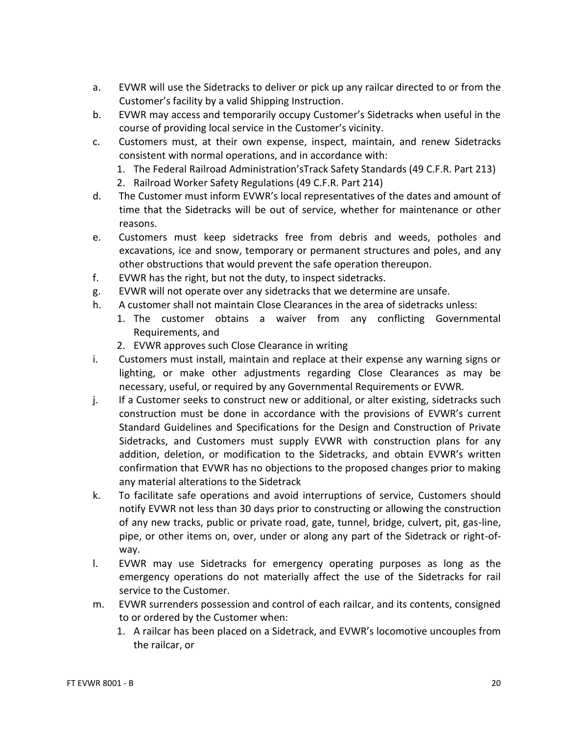a. EVWR will use the Sidetracks to deliver or pick up any railcar directed to or from the Customer's facility by a valid Shipping Instruction.
b. EVWR may access and temporarily occupy Customer's Sidetracks when useful in the course of providing local service in the Customer's vicinity.
c. Customers must, at their own expense, inspect, maintain, and renew Sidetracks consistent with normal operations, and in accordance with:
   1. The Federal Railroad Administration'sTrack Safety Standards (49 C.F.R. Part 213)
   2. Railroad Worker Safety Regulations (49 C.F.R. Part 214)
d. The Customer must inform EVWR's local representatives of the dates and amount of time that the Sidetracks will be out of service, whether for maintenance or other reasons.
e. Customers must keep sidetracks free from debris and weeds, potholes and excavations, ice and snow, temporary or permanent structures and poles, and any other obstructions that would prevent the safe operation thereupon.
f. EVWR has the right, but not the duty, to inspect sidetracks.
g. EVWR will not operate over any sidetracks that we determine are unsafe.
h. A customer shall not maintain Close Clearances in the area of sidetracks unless:
   1. The customer obtains a waiver from any conflicting Governmental Requirements, and
   2. EVWR approves such Close Clearance in writing
i. Customers must install, maintain and replace at their expense any warning signs or lighting, or make other adjustments regarding Close Clearances as may be necessary, useful, or required by any Governmental Requirements or EVWR.
j. If a Customer seeks to construct new or additional, or alter existing, sidetracks such construction must be done in accordance with the provisions of EVWR's current Standard Guidelines and Specifications for the Design and Construction of Private Sidetracks, and Customers must supply EVWR with construction plans for any addition, deletion, or modification to the Sidetracks, and obtain EVWR's written confirmation that EVWR has no objections to the proposed changes prior to making any material alterations to the Sidetrack
k. To facilitate safe operations and avoid interruptions of service, Customers should notify EVWR not less than 30 days prior to constructing or allowing the construction of any new tracks, public or private road, gate, tunnel, bridge, culvert, pit, gas-line, pipe, or other items on, over, under or along any part of the Sidetrack or right-of-way.
l. EVWR may use Sidetracks for emergency operating purposes as long as the emergency operations do not materially affect the use of the Sidetracks for rail service to the Customer.
m. EVWR surrenders possession and control of each railcar, and its contents, consigned to or ordered by the Customer when:
   1. A railcar has been placed on a Sidetrack, and EVWR's locomotive uncouples from the railcar, or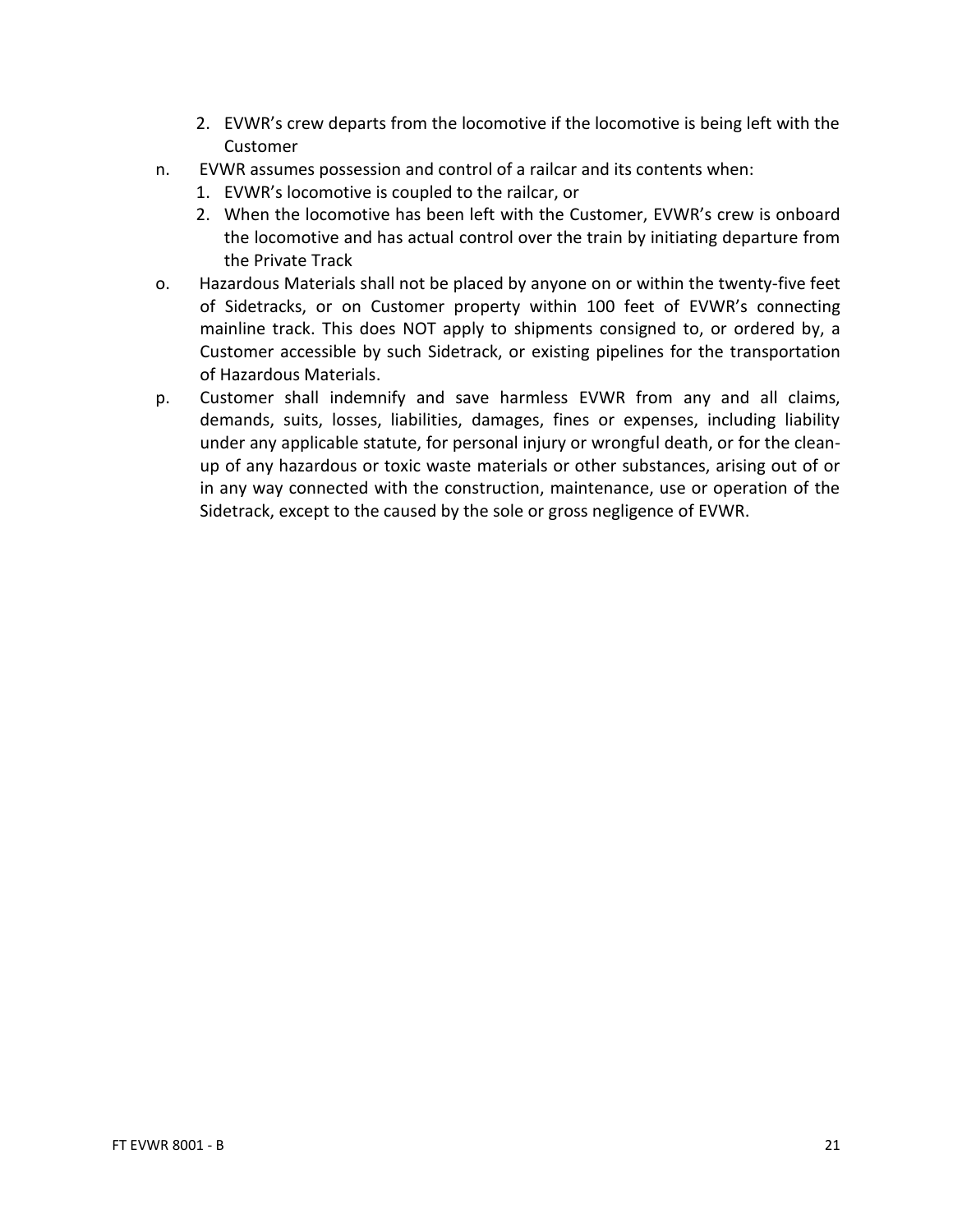2. EVWR's crew departs from the locomotive if the locomotive is being left with the Customer

n. EVWR assumes possession and control of a railcar and its contents when:
   1. EVWR's locomotive is coupled to the railcar, or
   2. When the locomotive has been left with the Customer, EVWR's crew is onboard the locomotive and has actual control over the train by initiating departure from the Private Track

o. Hazardous Materials shall not be placed by anyone on or within the twenty-five feet of Sidetracks, or on Customer property within 100 feet of EVWR's connecting mainline track. This does NOT apply to shipments consigned to, or ordered by, a Customer accessible by such Sidetrack, or existing pipelines for the transportation of Hazardous Materials.

p. Customer shall indemnify and save harmless EVWR from any and all claims, demands, suits, losses, liabilities, damages, fines or expenses, including liability under any applicable statute, for personal injury or wrongful death, or for the clean-up of any hazardous or toxic waste materials or other substances, arising out of or in any way connected with the construction, maintenance, use or operation of the Sidetrack, except to the caused by the sole or gross negligence of EVWR.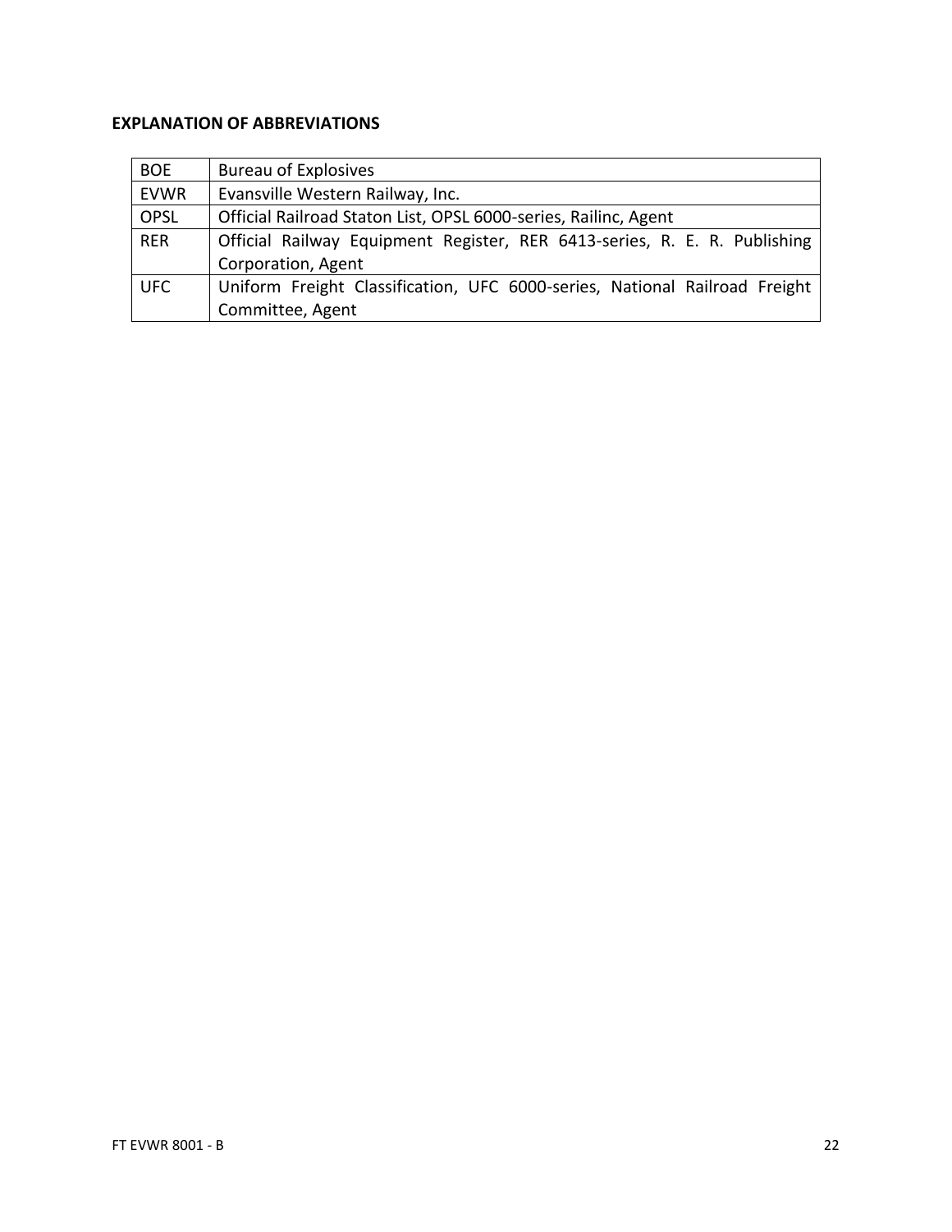**EXPLANATION OF ABBREVIATIONS**

| | |
|---|---|
| BOE | Bureau of Explosives |
| EVWR | Evansville Western Railway, Inc. |
| OPSL | Official Railroad Staton List, OPSL 6000-series, Railinc, Agent |
| RER | Official Railway Equipment Register, RER 6413-series, R. E. R. Publishing Corporation, Agent |
| UFC | Uniform Freight Classification, UFC 6000-series, National Railroad Freight Committee, Agent |